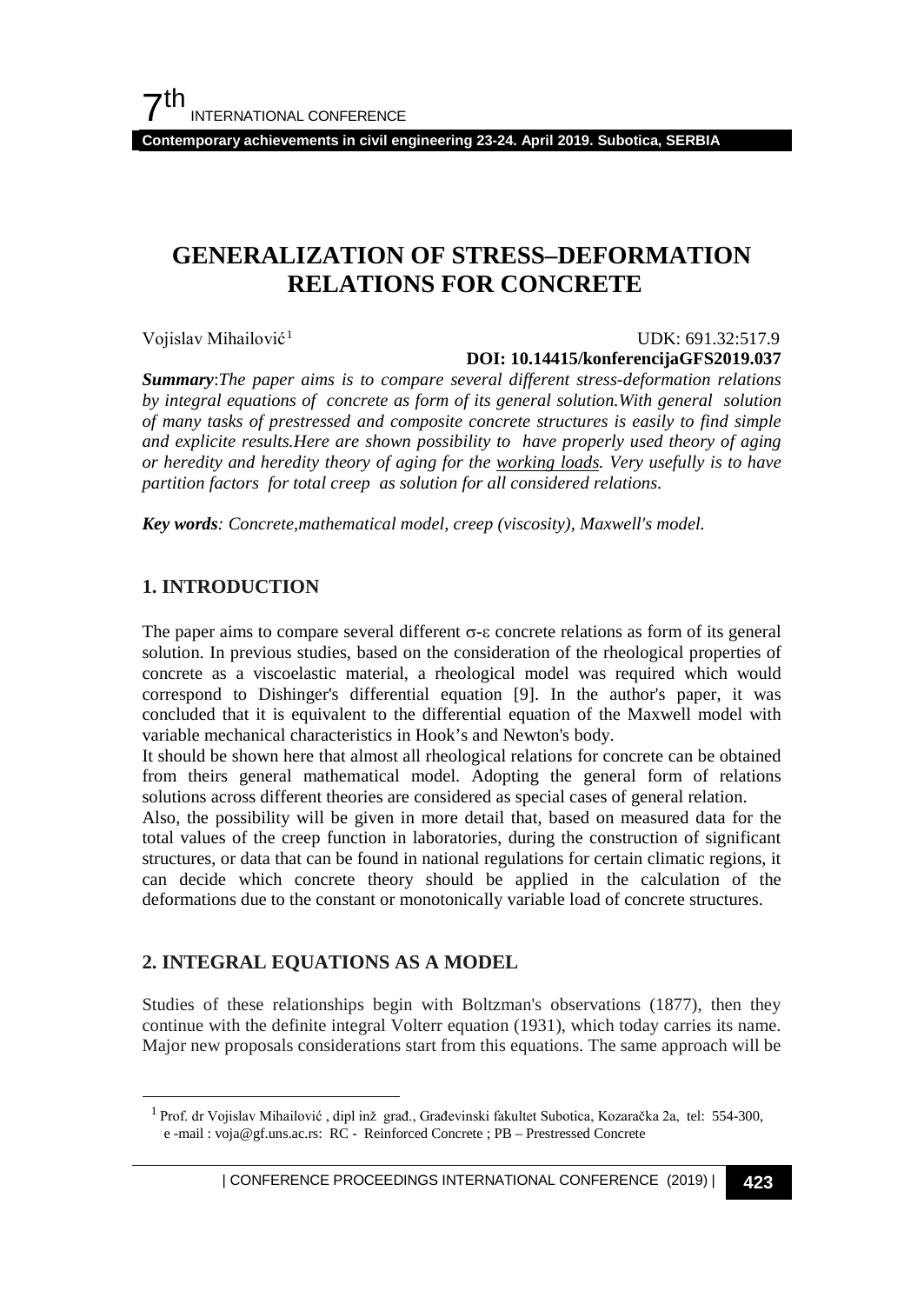# GENERALIZATION OF STRESS–DEFORMATION RELATIONS FOR CONCRETE

Vojislav Mihailović[1]

UDK: 691.32:517.9

**DOI: 10.14415/konferencijaGFS2019.037**

***Summary***:*The paper aims is to compare several different stress-deformation relations by integral equations of concrete as form of its general solution.With general solution of many tasks of prestressed and composite concrete structures is easily to find simple and explicit results.Here are shown possibility to have properly used theory of aging or heredity and heredity theory of aging for the working loads. Very usefully is to have partition factors for total creep as solution for all considered relations.*

***Key words****: Concrete,mathematical model, creep (viscosity), Maxwell's model.*

## 1. INTRODUCTION

The paper aims to compare several different $\sigma$-$\varepsilon$ concrete relations as form of its general solution. In previous studies, based on the consideration of the rheological properties of concrete as a viscoelastic material, a rheological model was required which would correspond to Dishinger's differential equation [9]. In the author's paper, it was concluded that it is equivalent to the differential equation of the Maxwell model with variable mechanical characteristics in Hook's and Newton's body.

It should be shown here that almost all rheological relations for concrete can be obtained from theirs general mathematical model. Adopting the general form of relations solutions across different theories are considered as special cases of general relation.

Also, the possibility will be given in more detail that, based on measured data for the total values of the creep function in laboratories, during the construction of significant structures, or data that can be found in national regulations for certain climatic regions, it can decide which concrete theory should be applied in the calculation of the deformations due to the constant or monotonically variable load of concrete structures.

## 2. INTEGRAL EQUATIONS AS A MODEL

Studies of these relationships begin with Boltzman's observations (1877), then they continue with the definite integral Volterr equation (1931), which today carries its name. Major new proposals considerations start from this equations. The same approach will be

[1] Prof. dr Vojislav Mihailović , dipl inž građ., Građevinski fakultet Subotica, Kozaračka 2a, tel: 554-300, e -mail : voja@gf.uns.ac.rs: RC - Reinforced Concrete ; PB – Prestressed Concrete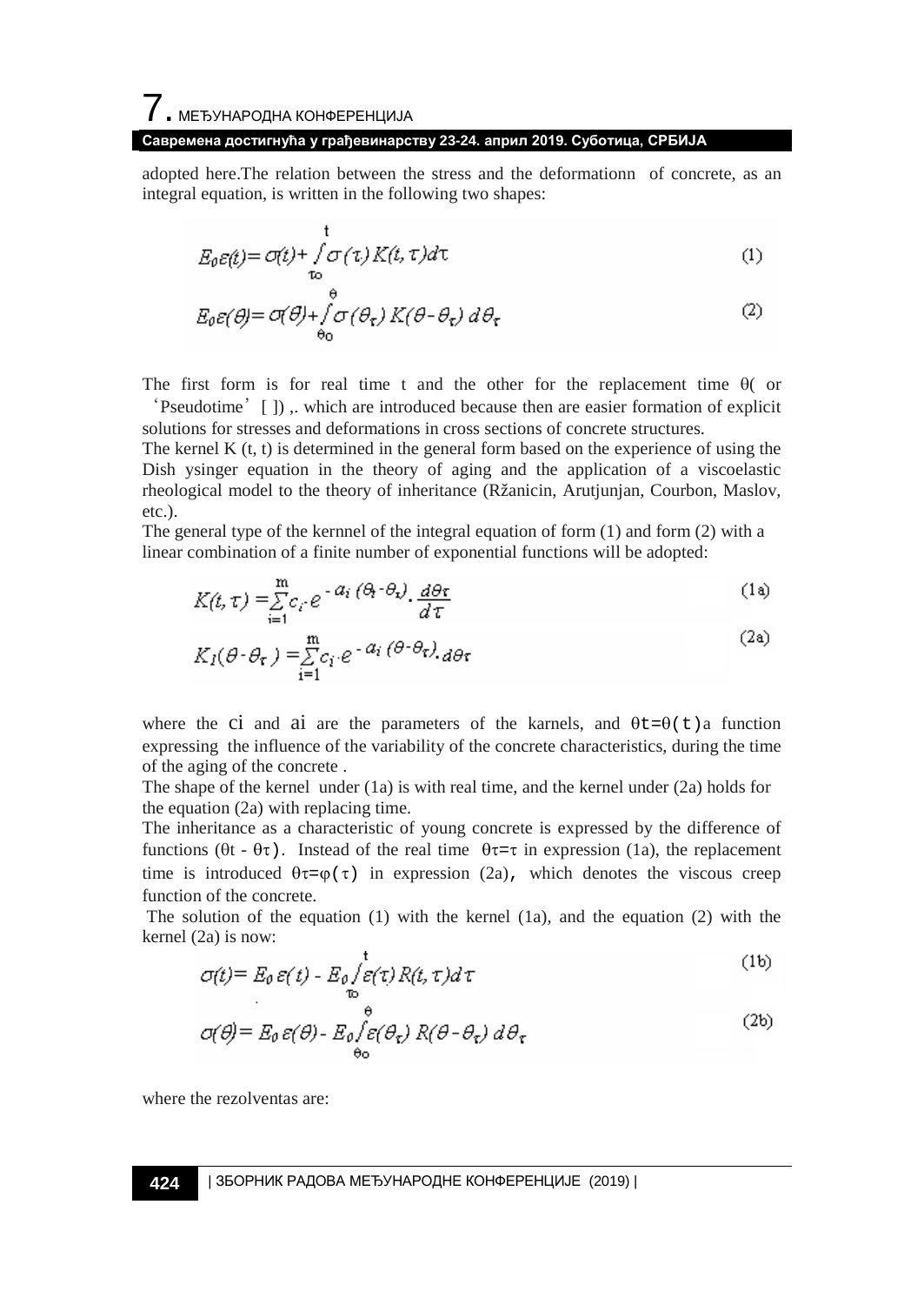adopted here.The relation between the stress and the deformationn of concrete, as an integral equation, is written in the following two shapes:

$$E_0\varepsilon(t)=\sigma(t)+\int_{\tau_0}^{t}\sigma(\tau)K(t,\tau)d\tau \tag{1}$$

$$E_0\varepsilon(\theta)=\sigma(\theta)+\int_{\theta_0}^{\theta}\sigma(\theta_\tau)K(\theta-\theta_\tau)\,d\theta_\tau \tag{2}$$

The first form is for real time t and the other for the replacement time θ( or 'Pseudotime' [ ]) ,. which are introduced because then are easier formation of explicit solutions for stresses and deformations in cross sections of concrete structures.
The kernel K (t, t) is determined in the general form based on the experience of using the Dish ysinger equation in the theory of aging and the application of a viscoelastic rheological model to the theory of inheritance (Ržanicin, Arutjunjan, Courbon, Maslov, etc.).
The general type of the kernnel of the integral equation of form (1) and form (2) with a linear combination of a finite number of exponential functions will be adopted:

$$K(t,\tau)=\sum_{i=1}^{m}c_i\cdot e^{-a_i(\theta_t-\theta_\tau)}\cdot\frac{d\theta_\tau}{d\tau} \tag{1a}$$

$$K_1(\theta-\theta_\tau)=\sum_{i=1}^{m}c_i\cdot e^{-a_i(\theta-\theta_\tau)}\cdot d\theta_\tau \tag{2a}$$

where the $c_i$ and $a_i$ are the parameters of the karnels, and $\theta_t=\theta(t)$ a function expressing the influence of the variability of the concrete characteristics, during the time of the aging of the concrete .
The shape of the kernel under (1a) is with real time, and the kernel under (2a) holds for the equation (2a) with replacing time.
The inheritance as a characteristic of young concrete is expressed by the difference of functions $(\theta_t - \theta_\tau)$. Instead of the real time $\theta_\tau=\tau$ in expression (1a), the replacement time is introduced $\theta_\tau=\varphi(\tau)$ in expression (2a), which denotes the viscous creep function of the concrete.
The solution of the equation (1) with the kernel (1a), and the equation (2) with the kernel (2a) is now:

$$\sigma(t)=E_0\,\varepsilon(t)-E_0\int_{\tau_0}^{t}\varepsilon(\tau)R(t,\tau)d\tau \tag{1b}$$

$$\sigma(\theta)=E_0\,\varepsilon(\theta)-E_0\int_{\theta_0}^{\theta}\varepsilon(\theta_\tau)\,R(\theta-\theta_\tau)\,d\theta_\tau \tag{2b}$$

where the rezolventas are: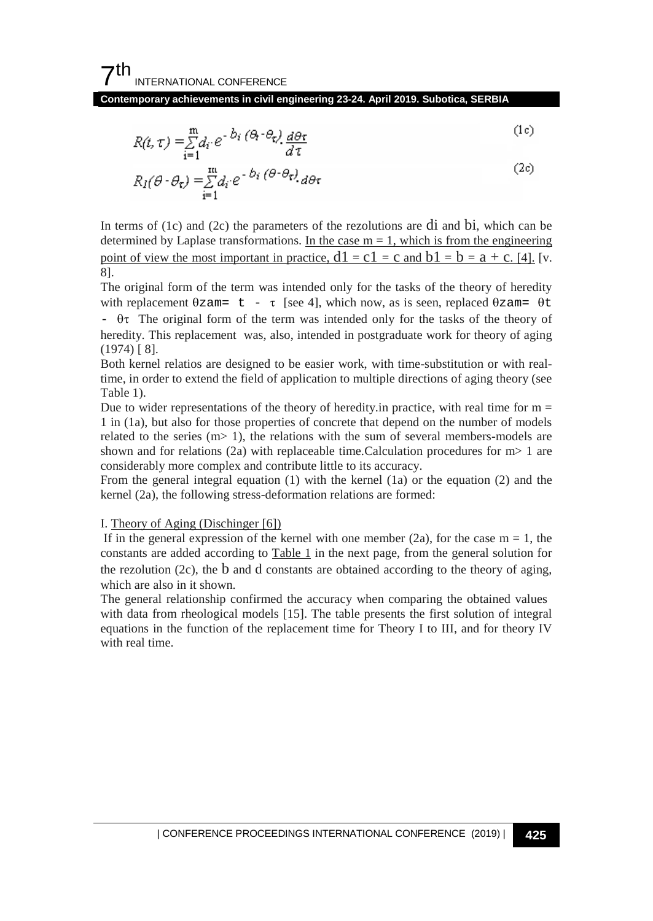$$R(t,\tau) = \sum_{i=1}^{m} d_i \cdot e^{-b_i(\theta_t - \theta_\tau)} \cdot \frac{d\theta\tau}{d\tau} \tag{1c}$$

$$R_1(\theta - \theta_\tau) = \sum_{i=1}^{m} d_i \cdot e^{-b_i(\theta - \theta_\tau)} \cdot d\theta\tau \tag{2c}$$

In terms of (1c) and (2c) the parameters of the rezolutions are $d_i$ and $b_i$, which can be determined by Laplase transformations. In the case $m = 1$, which is from the engineering point of view the most important in practice, $d_1 = c_1 = c$ and $b_1 = b = a + c$. [4]. [v. 8].

The original form of the term was intended only for the tasks of the theory of heredity with replacement $\theta zam = t - \tau$ [see 4], which now, as is seen, replaced $\theta zam = \theta t - \theta\tau$ The original form of the term was intended only for the tasks of the theory of heredity. This replacement was, also, intended in postgraduate work for theory of aging (1974) [ 8].

Both kernel relatios are designed to be easier work, with time-substitution or with real-time, in order to extend the field of application to multiple directions of aging theory (see Table 1).

Due to wider representations of the theory of heredity.in practice, with real time for $m = 1$ in (1a), but also for those properties of concrete that depend on the number of models related to the series ($m > 1$), the relations with the sum of several members-models are shown and for relations (2a) with replaceable time.Calculation procedures for $m > 1$ are considerably more complex and contribute little to its accuracy.

From the general integral equation (1) with the kernel (1a) or the equation (2) and the kernel (2a), the following stress-deformation relations are formed:

I. Theory of Aging (Dischinger [6])

If in the general expression of the kernel with one member (2a), for the case $m = 1$, the constants are added according to Table 1 in the next page, from the general solution for the rezolution (2c), the $b$ and $d$ constants are obtained according to the theory of aging, which are also in it shown.

The general relationship confirmed the accuracy when comparing the obtained values with data from rheological models [15]. The table presents the first solution of integral equations in the function of the replacement time for Theory I to III, and for theory IV with real time.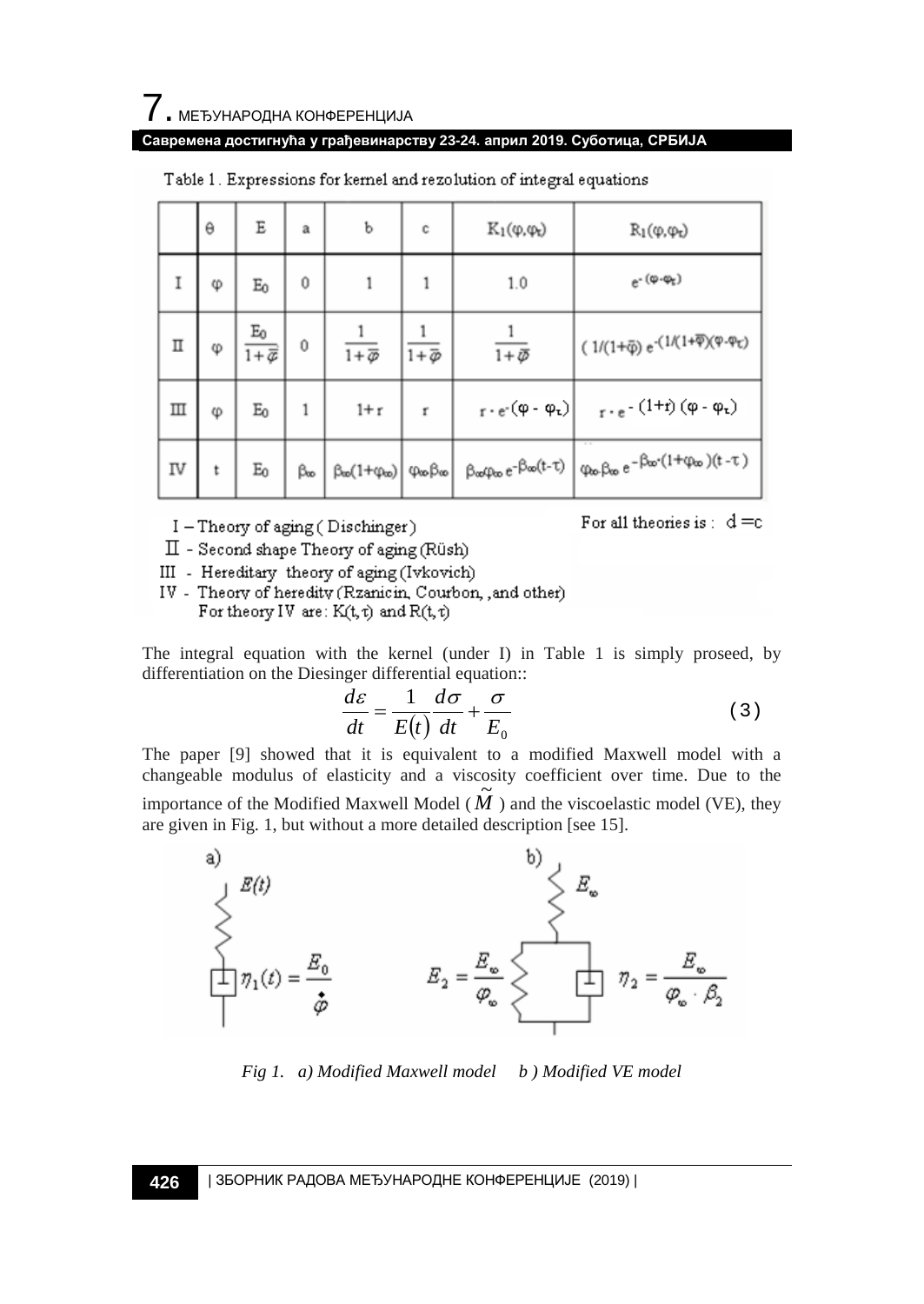Table 1. Expressions for kernel and rezolution of integral equations

| | θ | E | a | b | c | $K_1(\varphi,\varphi_\tau)$ | $R_1(\varphi,\varphi_\tau)$ |
|---|---|---|---|---|---|---|---|
| I | φ | $E_0$ | 0 | 1 | 1 | 1.0 | $e^{-(\varphi-\varphi_\tau)}$ |
| II | φ | $\frac{E_0}{1+\bar{\varphi}}$ | 0 | $\frac{1}{1+\bar{\varphi}}$ | $\frac{1}{1+\bar{\varphi}}$ | $\frac{1}{1+\bar{\varphi}}$ | $(1/(1+\bar{\varphi})\, e^{-(1/(1+\bar{\varphi})(\varphi-\varphi_\tau)}$ |
| III | φ | $E_0$ | 1 | 1+r | r | $r \cdot e^{-(\varphi-\varphi_\tau)}$ | $r \cdot e^{-(1+r)(\varphi-\varphi_\tau)}$ |
| IV | t | $E_0$ | $\beta_\infty$ | $\beta_\infty(1+\varphi_\infty)$ | $\varphi_\infty\beta_\infty$ | $\beta_\infty\varphi_\infty e^{-\beta_\infty(t-\tau)}$ | $\varphi_\infty\beta_\infty e^{-\beta_\infty(1+\varphi_\infty)(t-\tau)}$ |

I – Theory of aging (Dischinger)
II - Second shape Theory of aging (Rüsh)
III - Hereditary theory of aging (Ivkovich)
IV - Theory of heredity (Rzanicin, Courbon, ,and other)
For theory IV are: $K(t,\tau)$ and $R(t,\tau)$

For all theories is : $d = c$

The integral equation with the kernel (under I) in Table 1 is simply proseed, by differentiation on the Diesinger differential equation::

$$\frac{d\varepsilon}{dt} = \frac{1}{E(t)}\frac{d\sigma}{dt} + \frac{\sigma}{E_0} \tag{3}$$

The paper [9] showed that it is equivalent to a modified Maxwell model with a changeable modulus of elasticity and a viscosity coefficient over time. Due to the importance of the Modified Maxwell Model ($\tilde{M}$) and the viscoelastic model (VE), they are given in Fig. 1, but without a more detailed description [see 15].

a) $E(t)$, $\eta_1(t) = \frac{E_0}{\dot{\varphi}}$ b) $E_\infty$, $E_2 = \frac{E_\infty}{\varphi_\infty}$, $\eta_2 = \frac{E_\infty}{\varphi_\infty \cdot \beta_2}$

*Fig 1. a) Modified Maxwell model b ) Modified VE model*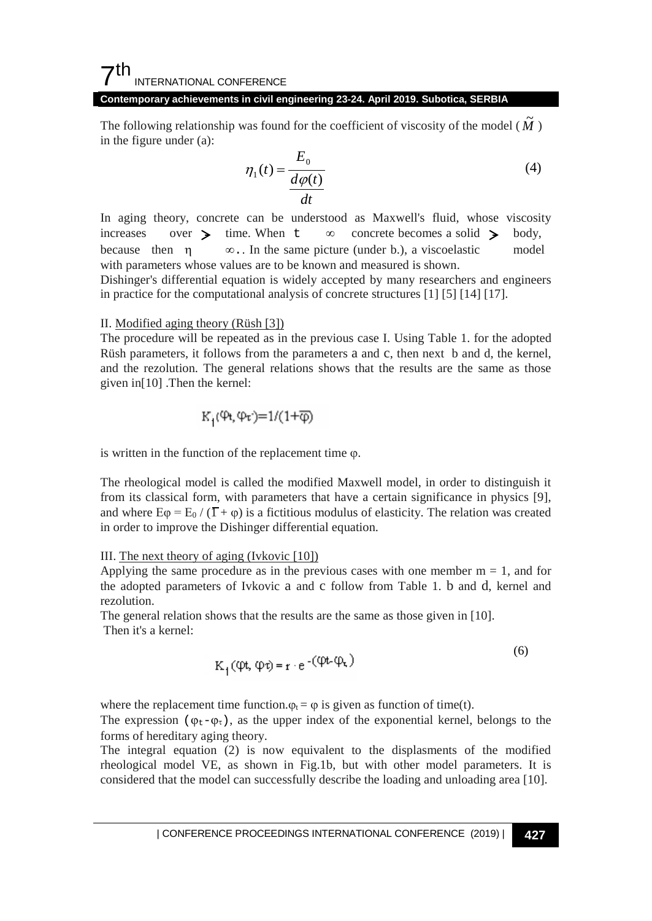The following relationship was found for the coefficient of viscosity of the model ( $\tilde{M}$ ) in the figure under (a):

$$\eta_1(t) = \frac{E_0}{\dfrac{d\varphi(t)}{dt}} \tag{4}$$

In aging theory, concrete can be understood as Maxwell's fluid, whose viscosity increases over > time. When t ∞ concrete becomes a solid > body, because then η ∞.. In the same picture (under b.), a viscoelastic model with parameters whose values are to be known and measured is shown.

Dishinger's differential equation is widely accepted by many researchers and engineers in practice for the computational analysis of concrete structures [1] [5] [14] [17].

II. Modified aging theory (Rüsh [3])

The procedure will be repeated as in the previous case I. Using Table 1. for the adopted Rüsh parameters, it follows from the parameters a and c, then next b and d, the kernel, and the rezolution. The general relations shows that the results are the same as those given in[10] .Then the kernel:

$$K_1(\varphi_t, \varphi_\tau) = 1/(1+\overline{\varphi})$$

is written in the function of the replacement time φ.

The rheological model is called the modified Maxwell model, in order to distinguish it from its classical form, with parameters that have a certain significance in physics [9], and where $E\varphi = E_0 / (\Gamma + \varphi)$ is a fictitious modulus of elasticity. The relation was created in order to improve the Dishinger differential equation.

III. The next theory of aging (Ivkovic [10])

Applying the same procedure as in the previous cases with one member m = 1, and for the adopted parameters of Ivkovic a and c follow from Table 1. b and d, kernel and rezolution.

The general relation shows that the results are the same as those given in [10].

Then it's a kernel:

$$K_1(\varphi t, \varphi \tau) = r \cdot e^{-(\varphi t - \varphi_\tau)} \tag{6}$$

where the replacement time function.$\varphi_t = \varphi$ is given as function of time(t).

The expression $(\varphi_t - \varphi_\tau)$, as the upper index of the exponential kernel, belongs to the forms of hereditary aging theory.

The integral equation (2) is now equivalent to the displasments of the modified rheological model VE, as shown in Fig.1b, but with other model parameters. It is considered that the model can successfully describe the loading and unloading area [10].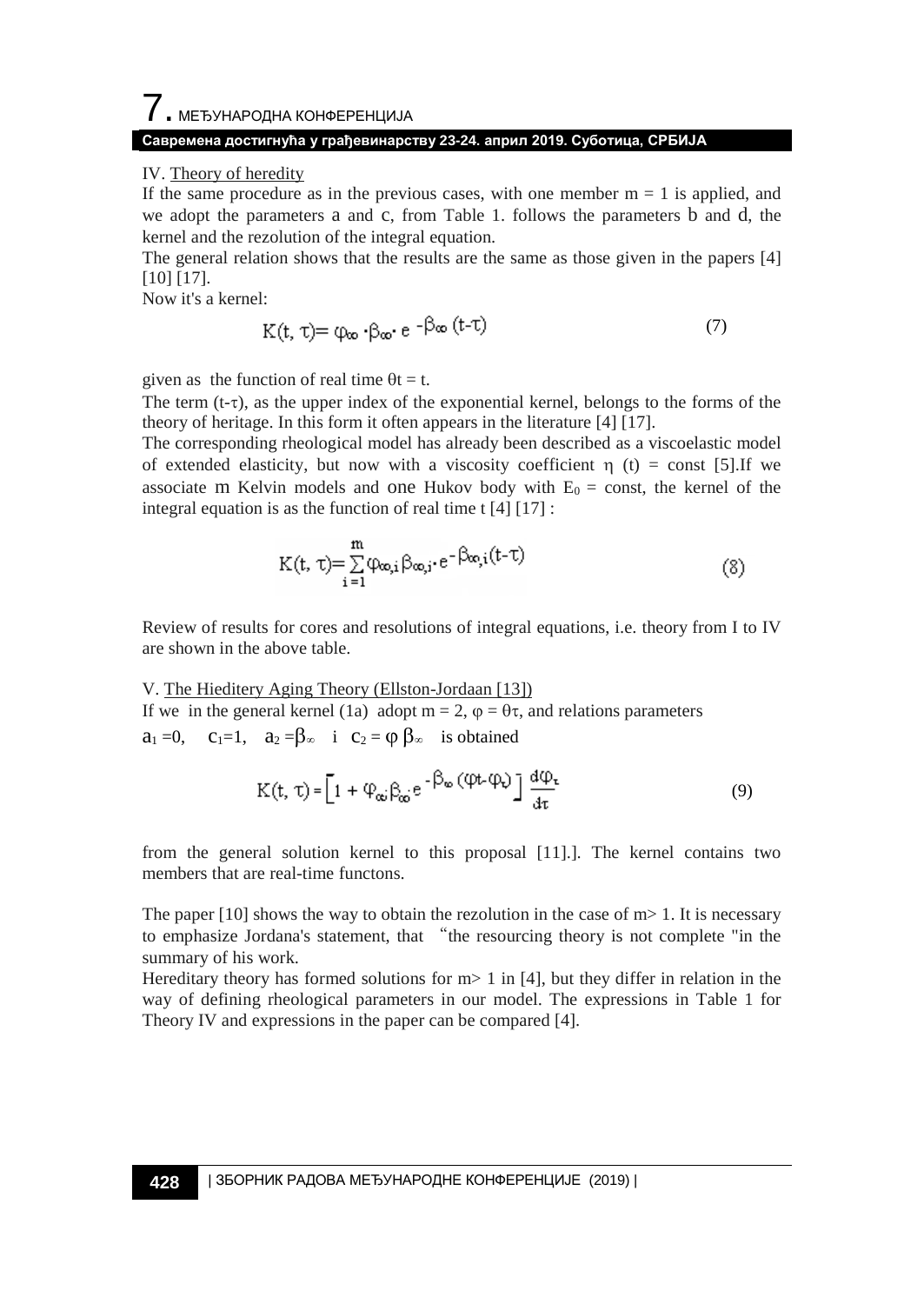IV. Theory of heredity

If the same procedure as in the previous cases, with one member $m = 1$ is applied, and we adopt the parameters a and c, from Table 1. follows the parameters b and d, the kernel and the rezolution of the integral equation.

The general relation shows that the results are the same as those given in the papers [4] [10] [17].

Now it's a kernel:

$$K(t, \tau) = \varphi_{\infty} \cdot \beta_{\infty} \cdot e^{-\beta_{\infty}(t-\tau)} \tag{7}$$

given as the function of real time $\theta t = t$.

The term $(t-\tau)$, as the upper index of the exponential kernel, belongs to the forms of the theory of heritage. In this form it often appears in the literature [4] [17].

The corresponding rheological model has already been described as a viscoelastic model of extended elasticity, but now with a viscosity coefficient $\eta\ (t) = \text{const}$ [5].If we associate m Kelvin models and one Hukov body with $E_0 = \text{const}$, the kernel of the integral equation is as the function of real time t [4] [17] :

$$K(t, \tau) = \sum_{i=1}^{m} \varphi_{\infty,i}\, \beta_{\infty,i} \cdot e^{-\beta_{\infty,i}(t-\tau)} \tag{8}$$

Review of results for cores and resolutions of integral equations, i.e. theory from I to IV are shown in the above table.

V. The Hieditery Aging Theory (Ellston-Jordaan [13])

If we in the general kernel (1a) adopt $m = 2$, $\varphi = \theta\tau$, and relations parameters

$a_1 = 0$, $c_1 = 1$, $a_2 = \beta_{\infty}$ i $c_2 = \varphi\, \beta_{\infty}$ is obtained

$$K(t, \tau) = \left[1 + \varphi_{\infty} \beta_{\infty} \cdot e^{-\beta_{\infty}(\varphi t - \varphi_{\tau})}\right] \frac{d\varphi_{\tau}}{d\tau} \tag{9}$$

from the general solution kernel to this proposal [11].]. The kernel contains two members that are real-time functons.

The paper [10] shows the way to obtain the rezolution in the case of $m > 1$. It is necessary to emphasize Jordana's statement, that "the resourcing theory is not complete "in the summary of his work.

Hereditary theory has formed solutions for $m > 1$ in [4], but they differ in relation in the way of defining rheological parameters in our model. The expressions in Table 1 for Theory IV and expressions in the paper can be compared [4].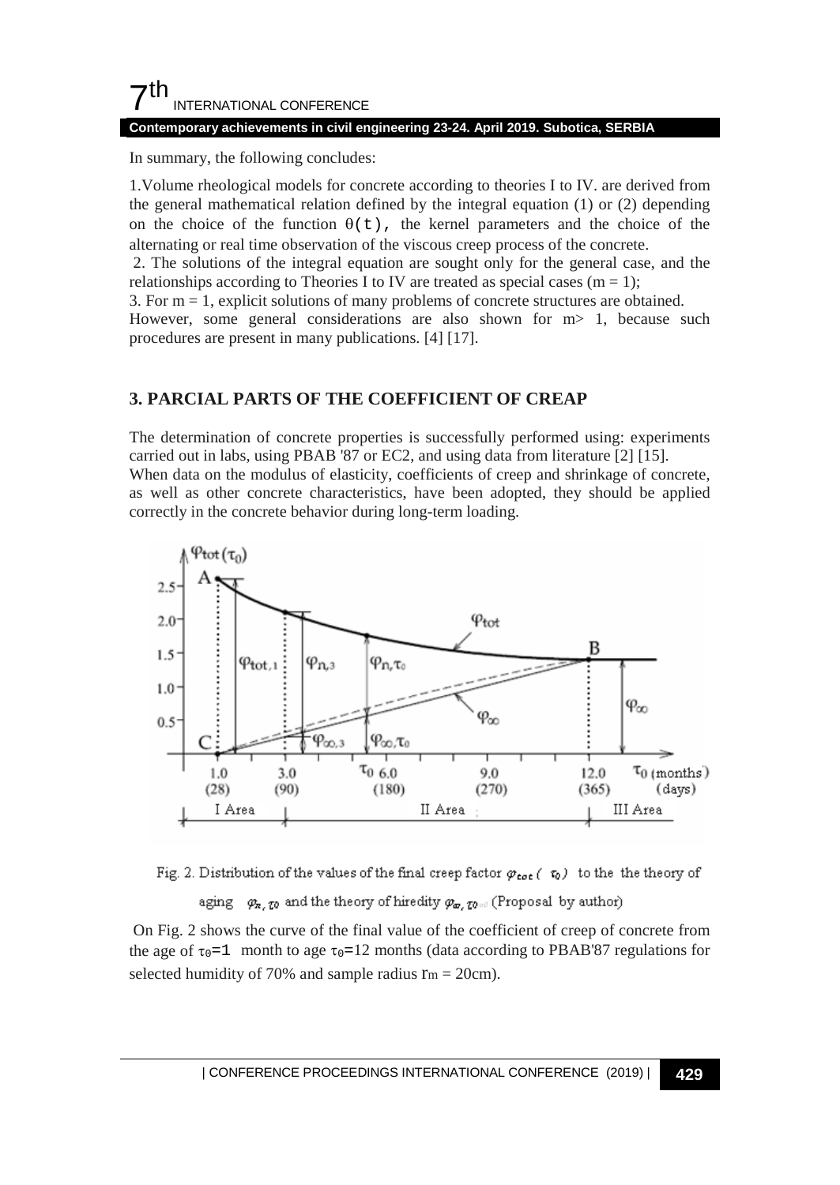In summary, the following concludes:

1.Volume rheological models for concrete according to theories I to IV. are derived from the general mathematical relation defined by the integral equation (1) or (2) depending on the choice of the function $\theta(t)$, the kernel parameters and the choice of the alternating or real time observation of the viscous creep process of the concrete.

2. The solutions of the integral equation are sought only for the general case, and the relationships according to Theories I to IV are treated as special cases ($m = 1$);

3. For $m = 1$, explicit solutions of many problems of concrete structures are obtained.

However, some general considerations are also shown for $m > 1$, because such procedures are present in many publications. [4] [17].

## 3. PARCIAL PARTS OF THE COEFFICIENT OF CREAP

The determination of concrete properties is successfully performed using: experiments carried out in labs, using PBAB '87 or EC2, and using data from literature [2] [15].

When data on the modulus of elasticity, coefficients of creep and shrinkage of concrete, as well as other concrete characteristics, have been adopted, they should be applied correctly in the concrete behavior during long-term loading.

Fig. 2. Distribution of the values of the final creep factor $\varphi_{tot}(\tau_0)$ to the the theory of aging $\varphi_{n,\tau0}$ and the theory of hiredity $\varphi_{\infty,\tau0}$ (Proposal by author)

On Fig. 2 shows the curve of the final value of the coefficient of creep of concrete from the age of $\tau_0=1$ month to age $\tau_0=12$ months (data according to PBAB'87 regulations for selected humidity of 70% and sample radius $r_m = 20$cm).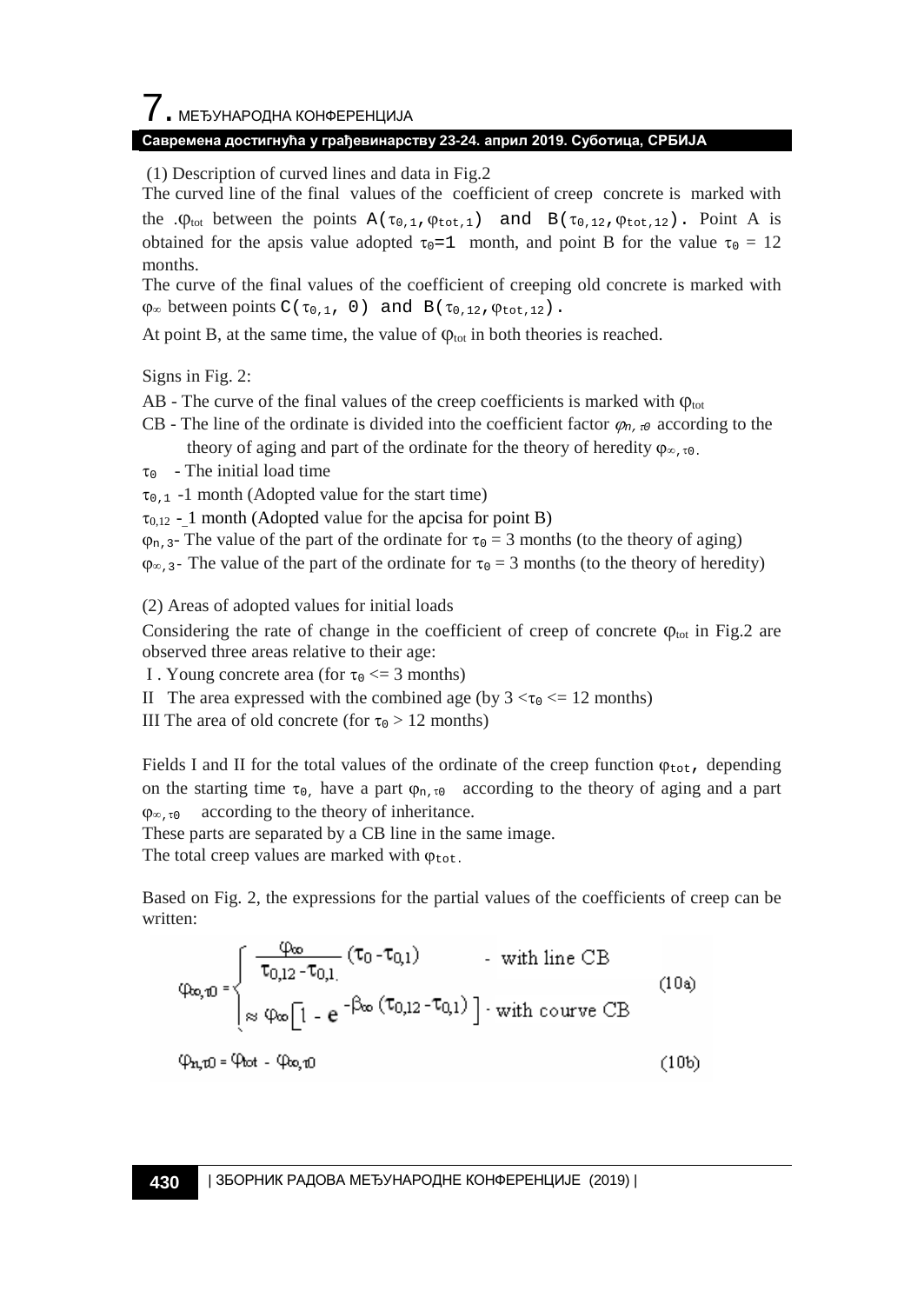(1) Description of curved lines and data in Fig.2

The curved line of the final values of the coefficient of creep concrete is marked with the .$\varphi_{tot}$ between the points $A(\tau_{0,1},\varphi_{tot,1})$ and $B(\tau_{0,12},\varphi_{tot,12})$. Point A is obtained for the apsis value adopted $\tau_0=1$ month, and point B for the value $\tau_0 = 12$ months.

The curve of the final values of the coefficient of creeping old concrete is marked with $\varphi_\infty$ between points $C(\tau_{0,1}, 0)$ and $B(\tau_{0,12},\varphi_{tot,12})$.

At point B, at the same time, the value of $\varphi_{tot}$ in both theories is reached.

Signs in Fig. 2:

AB - The curve of the final values of the creep coefficients is marked with $\varphi_{tot}$

CB - The line of the ordinate is divided into the coefficient factor $\varphi_{n,\tau 0}$ according to the theory of aging and part of the ordinate for the theory of heredity $\varphi_{\infty,\tau 0}$.

$\tau_0$ - The initial load time

$\tau_{0,1}$ -1 month (Adopted value for the start time)

$\tau_{0,12}$ - 1 month (Adopted value for the apcisa for point B)

$\varphi_{n,3}$- The value of the part of the ordinate for $\tau_0 = 3$ months (to the theory of aging)

$\varphi_{\infty,3}$- The value of the part of the ordinate for $\tau_0 = 3$ months (to the theory of heredity)

(2) Areas of adopted values for initial loads

Considering the rate of change in the coefficient of creep of concrete $\varphi_{tot}$ in Fig.2 are observed three areas relative to their age:

I . Young concrete area (for $\tau_0 <= 3$ months)

II The area expressed with the combined age (by $3 < \tau_0 <= 12$ months)

III The area of old concrete (for $\tau_0 > 12$ months)

Fields I and II for the total values of the ordinate of the creep function $\varphi_{tot}$, depending on the starting time $\tau_0$, have a part $\varphi_{n,\tau 0}$ according to the theory of aging and a part $\varphi_{\infty,\tau 0}$ according to the theory of inheritance.

These parts are separated by a CB line in the same image.

The total creep values are marked with $\varphi_{tot}$.

Based on Fig. 2, the expressions for the partial values of the coefficients of creep can be written:

$$\varphi_{\infty,\tau 0} = \begin{cases} \dfrac{\varphi_\infty}{\tau_{0,12} - \tau_{0,1}} (\tau_0 - \tau_{0,1}) & \text{- with line CB} \\ \approx \varphi_\infty \left[ 1 - e^{-\beta_\infty (\tau_{0,12} - \tau_{0,1})} \right] & \text{- with courve CB} \end{cases} \tag{10a}$$

$$\varphi_{n,\tau 0} = \varphi_{tot} - \varphi_{\infty,\tau 0} \tag{10b}$$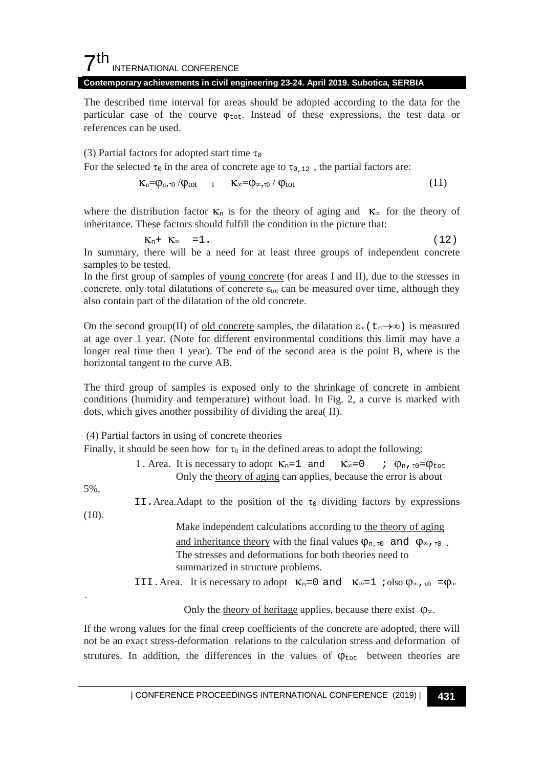The described time interval for areas should be adopted according to the data for the particular case of the courve $\varphi_{tot}$. Instead of these expressions, the test data or references can be used.

(3) Partial factors for adopted start time $\tau_0$

For the selected $\tau_0$ in the area of concrete age to $\tau_{0,12}$ , the partial factors are:

$$\kappa_n=\varphi_{n,\tau 0} / \varphi_{tot} \quad \text{i} \quad \kappa_\infty=\varphi_{\infty,\tau 0} / \varphi_{tot} \tag{11}$$

where the distribution factor $\kappa_n$ is for the theory of aging and $\kappa_\infty$ for the theory of inheritance. These factors should fulfill the condition in the picture that:

$$\kappa_n + \kappa_\infty = 1. \tag{12}$$

In summary, there will be a need for at least three groups of independent concrete samples to be tested.

In the first group of samples of young concrete (for areas I and II), due to the stresses in concrete, only total dilatations of concrete $\varepsilon_{tot}$ can be measured over time, although they also contain part of the dilatation of the old concrete.

On the second group(II) of old concrete samples, the dilatation $\varepsilon_\infty(t_n \rightarrow \infty)$ is measured at age over 1 year. (Note for different environmental conditions this limit may have a longer real time then 1 year). The end of the second area is the point B, where is the horizontal tangent to the curve AB.

The third group of samples is exposed only to the shrinkage of concrete in ambient conditions (humidity and temperature) without load. In Fig. 2, a curve is marked with dots, which gives another possibility of dividing the area( II).

(4) Partial factors in using of concrete theories

Finally, it should be seen how for $\tau_0$ in the defined areas to adopt the following:

I . Area. It is necessary to adopt $\kappa_n=1$ and $\kappa_\infty=0$ ; $\varphi_{n,\tau 0}=\varphi_{tot}$
Only the theory of aging can applies, because the error is about 5%.

II. Area. Adapt to the position of the $\tau_0$ dividing factors by expressions (10).
Make independent calculations according to the theory of aging and inheritance theory with the final values $\varphi_{n,\tau 0}$ and $\varphi_{\infty,\tau 0}$ .
The stresses and deformations for both theories need to summarized in structure problems.

III. Area. It is necessary to adopt $\kappa_n=0$ and $\kappa_\infty=1$ ; olso $\varphi_{\infty,\tau 0}=\varphi_\infty$ .
Only the theory of heritage applies, because there exist $\varphi_\infty$.

If the wrong values for the final creep coefficients of the concrete are adopted, there will not be an exact stress-deformation relations to the calculation stress and deformation of strutures. In addition, the differences in the values of $\varphi_{tot}$ between theories are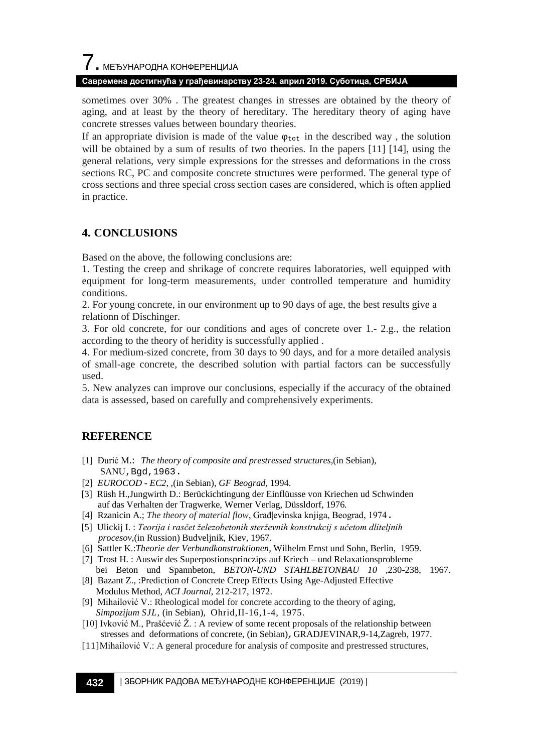sometimes over 30% . The greatest changes in stresses are obtained by the theory of aging, and at least by the theory of hereditary. The hereditary theory of aging have concrete stresses values between boundary theories.

If an appropriate division is made of the value $\varphi_{tot}$ in the described way , the solution will be obtained by a sum of results of two theories. In the papers [11] [14], using the general relations, very simple expressions for the stresses and deformations in the cross sections RC, PC and composite concrete structures were performed. The general type of cross sections and three special cross section cases are considered, which is often applied in practice.

## 4. CONCLUSIONS

Based on the above, the following conclusions are:

1. Testing the creep and shrikage of concrete requires laboratories, well equipped with equipment for long-term measurements, under controlled temperature and humidity conditions.
2. For young concrete, in our environment up to 90 days of age, the best results give a relationn of Dischinger.
3. For old concrete, for our conditions and ages of concrete over 1.- 2.g., the relation according to the theory of heridity is successfully applied .
4. For medium-sized concrete, from 30 days to 90 days, and for a more detailed analysis of small-age concrete, the described solution with partial factors can be successfully used.
5. New analyzes can improve our conclusions, especially if the accuracy of the obtained data is assessed, based on carefully and comprehensively experiments.

## REFERENCE

[1] Đurić M.: *The theory of composite and prestressed structures*,(in Sebian), SANU, Bgd, 1963.

[2] *EUROCOD - EC2*, ,(in Sebian), *GF Beograd*, 1994.

[3] Rüsh H.,Jungwirth D.: Berückichtingung der Einflüusse von Kriechen ud Schwinden auf das Verhalten der Tragwerke, Werner Verlag, Düssldorf, 1976.

[4] Rzanicin A.; *The theory of material flow*, Građevinska knjiga, Beograd, 1974.

[5] Ulickij I. : *Teorija i raščet železobetonih sterževnih konstrukcij s učetom dliteljnih procesov*,(in Russion) Budveljnik, Kiev, 1967.

[6] Sattler K.:*Theorie der Verbundkonstruktionen*, Wilhelm Ernst und Sohn, Berlin, 1959.

[7] Trost H. : Auswir des Superpostionsprinczips auf Kriech – und Relaxationsprobleme bei Beton und Spannbeton, *BETON-UND STAHLBETONBAU 10* ,230-238, 1967.

[8] Bazant Z., :Prediction of Concrete Creep Effects Using Age-Adjusted Effective Modulus Method, *ACI Journal*, 212-217, 1972.

[9] Mihailović V.: Rheological model for concrete according to the theory of aging, *Simpozijum SJL*, (in Sebian), Ohrid, II-16, 1-4, 1975.

[10] Ivković M., Prašćević Ž. : A review of some recent proposals of the relationship between stresses and deformations of concrete, (in Sebian), GRADJEVINAR,9-14,Zagreb, 1977.

[11]Mihailović V.: A general procedure for analysis of composite and prestressed structures,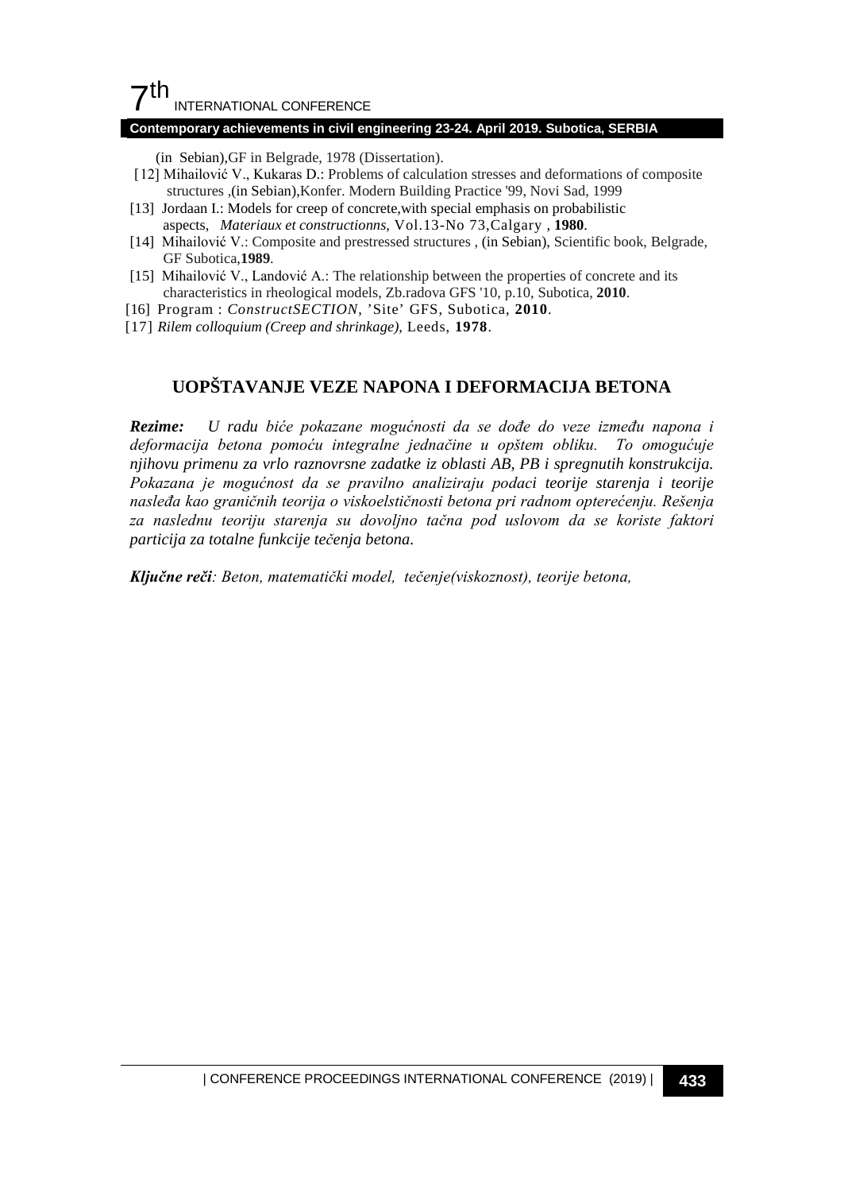(in Sebian),GF in Belgrade, 1978 (Dissertation).

[12] Mihailović V., Kukaras D.: Problems of calculation stresses and deformations of composite structures ,(in Sebian),Konfer. Modern Building Practice '99, Novi Sad, 1999

[13] Jordaan I.: Models for creep of concrete,with special emphasis on probabilistic aspects, *Materiaux et constructionns,* Vol.13-No 73,Calgary , **1980**.

[14] Mihailović V.: Composite and prestressed structures , (in Sebian), Scientific book, Belgrade, GF Subotica,**1989**.

[15] Mihailović V., Landović A.: The relationship between the properties of concrete and its characteristics in rheological models, Zb.radova GFS '10, p.10, Subotica, **2010**.

[16] Program : *ConstructSECTION*, 'Site' GFS, Subotica, **2010**.

[17] *Rilem colloquium (Creep and shrinkage),* Leeds, **1978**.

## UOPŠTAVANJE VEZE NAPONA I DEFORMACIJA BETONA

***Rezime:*** *U radu biće pokazane mogućnosti da se dođe do veze između napona i deformacija betona pomoću integralne jednačine u opštem obliku. To omogućuje njihovu primenu za vrlo raznovrsne zadatke iz oblasti AB, PB i spregnutih konstrukcija. Pokazana je mogućnost da se pravilno analiziraju podaci teorije starenja i teorije nasleđa kao graničnih teorija o viskoelstičnosti betona pri radnom opterećenju. Rešenja za naslednu teoriju starenja su dovoljno tačna pod uslovom da se koriste faktori particija za totalne funkcije tečenja betona.*

***Ključne reči****: Beton, matematički model, tečenje(viskoznost), teorije betona,*